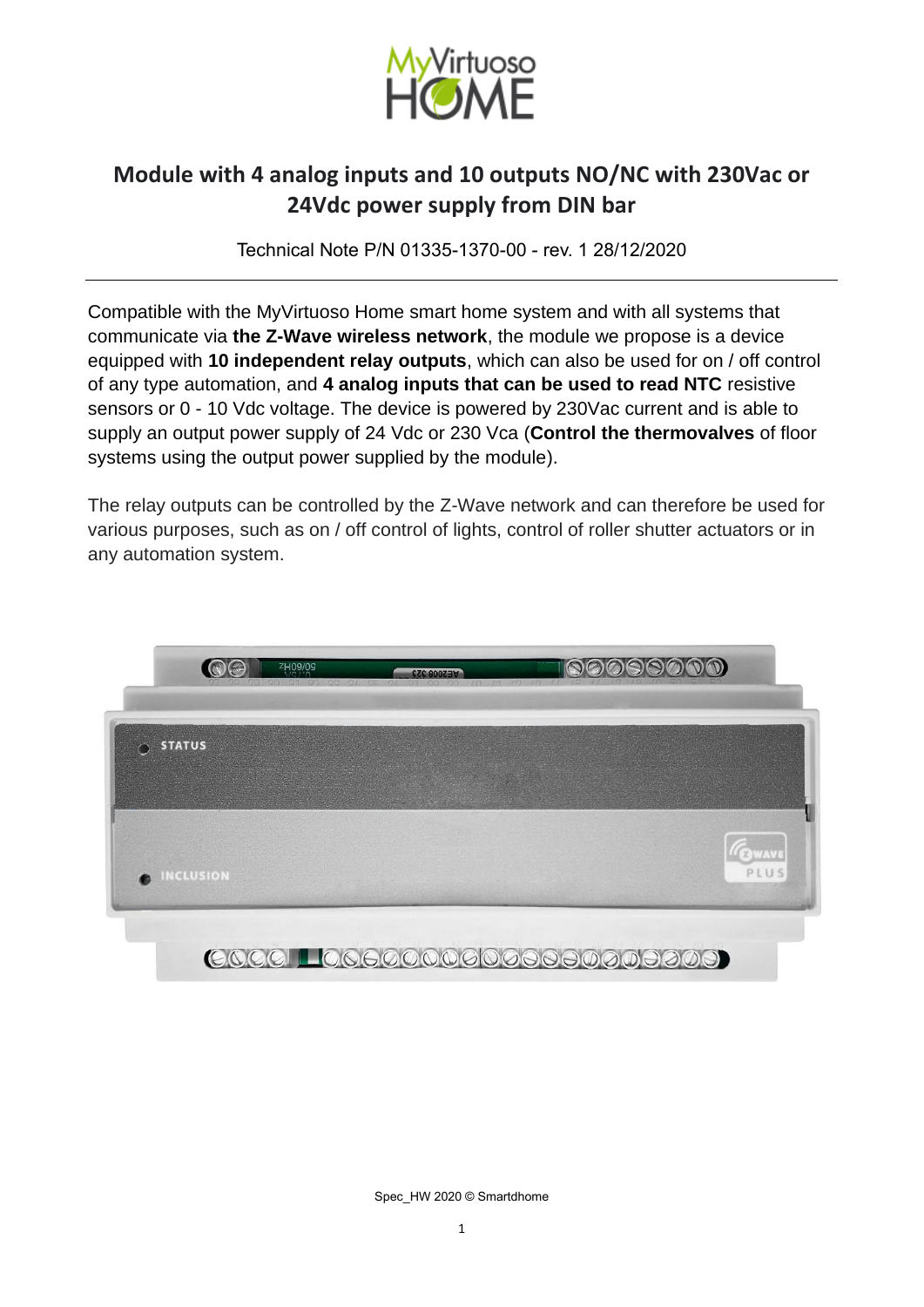# Module with 4 analog inputs and 10 outputs NO/NC with 230Vac or 24Vdc power supply from DIN bar

Technical Note P/N 01335-1370-00 - rev. 1 28/12/2020

---

Compatible with the MyVirtuoso Home smart home system and with all systems that communicate via **the Z-Wave wireless network**, the module we propose is a device equipped with **10 independent relay outputs**, which can also be used for on / off control of any type automation, and **4 analog inputs that can be used to read NTC** resistive sensors or 0 - 10 Vdc voltage. The device is powered by 230Vac current and is able to supply an output power supply of 24 Vdc or 230 Vca (**Control the thermovalves** of floor systems using the output power supplied by the module).

The relay outputs can be controlled by the Z-Wave network and can therefore be used for various purposes, such as on / off control of lights, control of roller shutter actuators or in any automation system.

Spec_HW 2020 © Smartdhome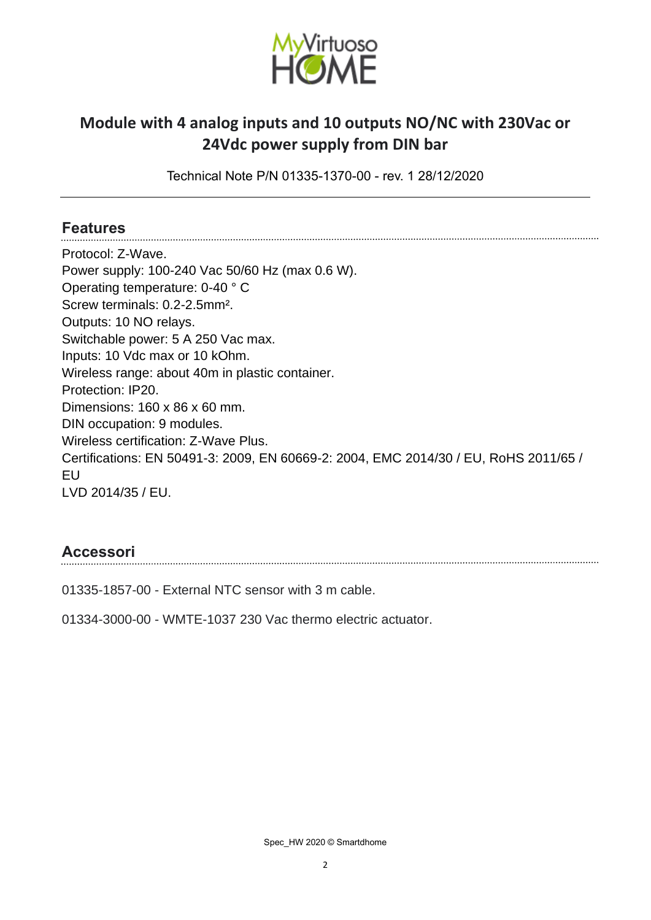# Module with 4 analog inputs and 10 outputs NO/NC with 230Vac or 24Vdc power supply from DIN bar

Technical Note P/N 01335-1370-00 - rev. 1 28/12/2020

## Features

Protocol: Z-Wave.
Power supply: 100-240 Vac 50/60 Hz (max 0.6 W).
Operating temperature: 0-40 ° C
Screw terminals: 0.2-2.5mm².
Outputs: 10 NO relays.
Switchable power: 5 A 250 Vac max.
Inputs: 10 Vdc max or 10 kOhm.
Wireless range: about 40m in plastic container.
Protection: IP20.
Dimensions: 160 x 86 x 60 mm.
DIN occupation: 9 modules.
Wireless certification: Z-Wave Plus.
Certifications: EN 50491-3: 2009, EN 60669-2: 2004, EMC 2014/30 / EU, RoHS 2011/65 / EU
LVD 2014/35 / EU.

## Accessori

01335-1857-00 - External NTC sensor with 3 m cable.

01334-3000-00 - WMTE-1037 230 Vac thermo electric actuator.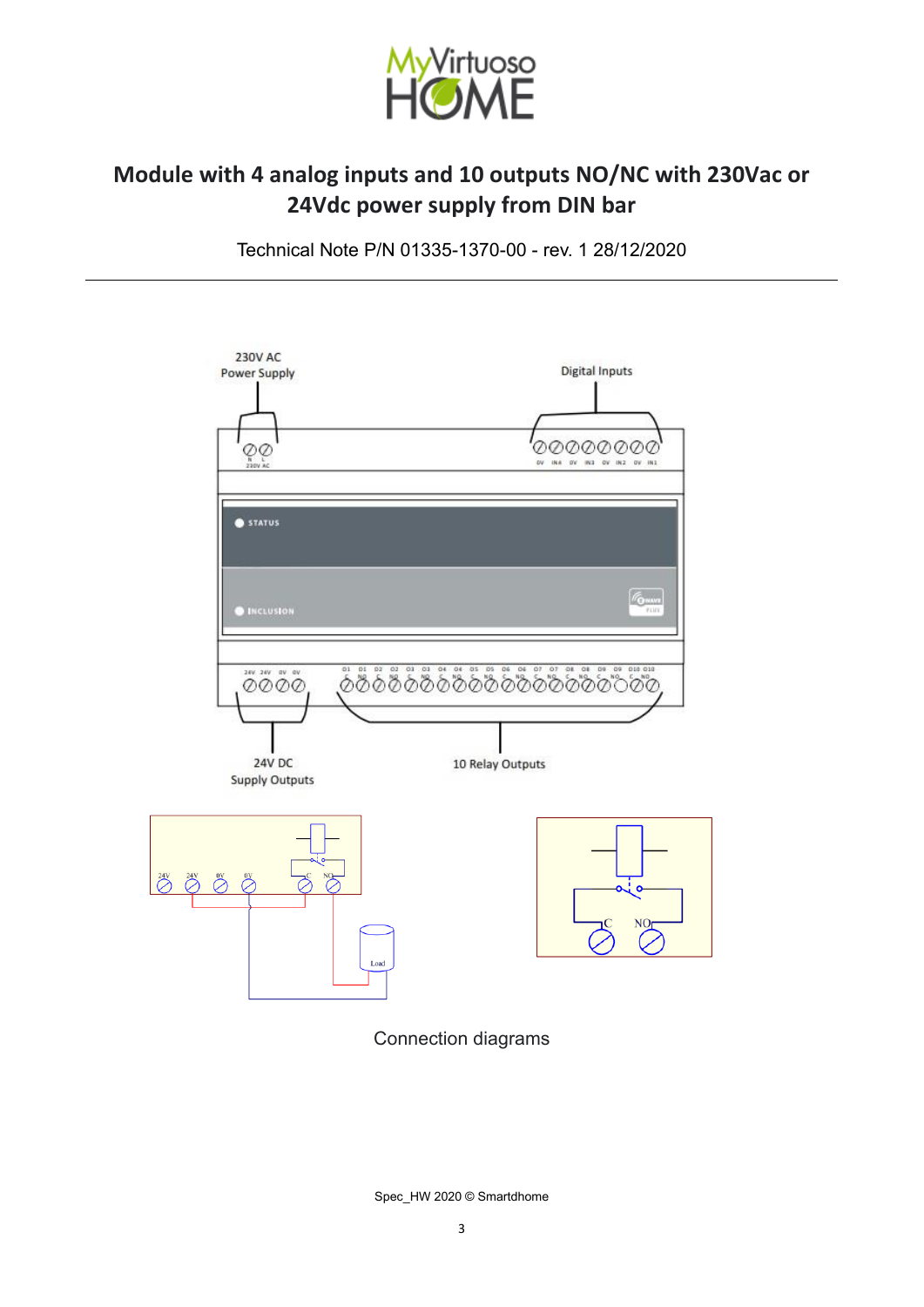# Module with 4 analog inputs and 10 outputs NO/NC with 230Vac or 24Vdc power supply from DIN bar

Technical Note P/N 01335-1370-00 - rev. 1 28/12/2020

---

230V AC Power Supply

Digital Inputs

24V DC Supply Outputs

10 Relay Outputs

Connection diagrams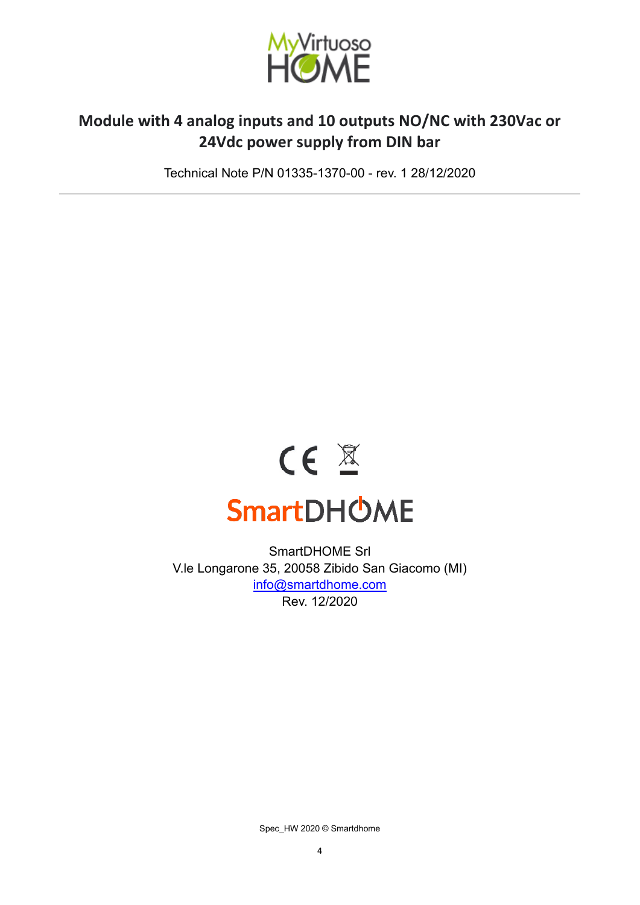# Module with 4 analog inputs and 10 outputs NO/NC with 230Vac or 24Vdc power supply from DIN bar

Technical Note P/N 01335-1370-00 - rev. 1 28/12/2020

---

SmartDHOME Srl
V.le Longarone 35, 20058 Zibido San Giacomo (MI)
info@smartdhome.com
Rev. 12/2020

Spec_HW 2020 © Smartdhome